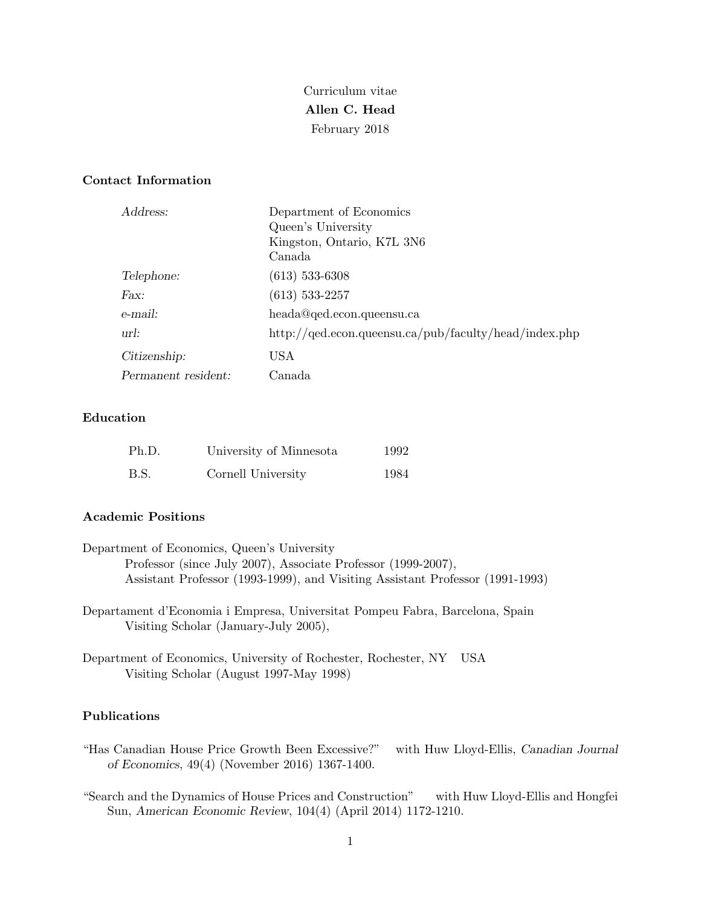Curriculum vitae

**Allen C. Head**

February 2018

## Contact Information

| | |
|---|---|
| *Address:* | Department of Economics<br>Queen's University<br>Kingston, Ontario, K7L 3N6<br>Canada |
| *Telephone:* | (613) 533-6308 |
| *Fax:* | (613) 533-2257 |
| *e-mail:* | heada@qed.econ.queensu.ca |
| *url:* | http://qed.econ.queensu.ca/pub/faculty/head/index.php |
| *Citizenship:* | USA |
| *Permanent resident:* | Canada |

## Education

| | | |
|---|---|---|
| Ph.D. | University of Minnesota | 1992 |
| B.S. | Cornell University | 1984 |

## Academic Positions

Department of Economics, Queen's University
  Professor (since July 2007), Associate Professor (1999-2007),
  Assistant Professor (1993-1999), and Visiting Assistant Professor (1991-1993)

Departament d'Economia i Empresa, Universitat Pompeu Fabra, Barcelona, Spain
  Visiting Scholar (January-July 2005),

Department of Economics, University of Rochester, Rochester, NY USA
  Visiting Scholar (August 1997-May 1998)

## Publications

"Has Canadian House Price Growth Been Excessive?" with Huw Lloyd-Ellis, *Canadian Journal of Economics*, 49(4) (November 2016) 1367-1400.

"Search and the Dynamics of House Prices and Construction" with Huw Lloyd-Ellis and Hongfei Sun, *American Economic Review*, 104(4) (April 2014) 1172-1210.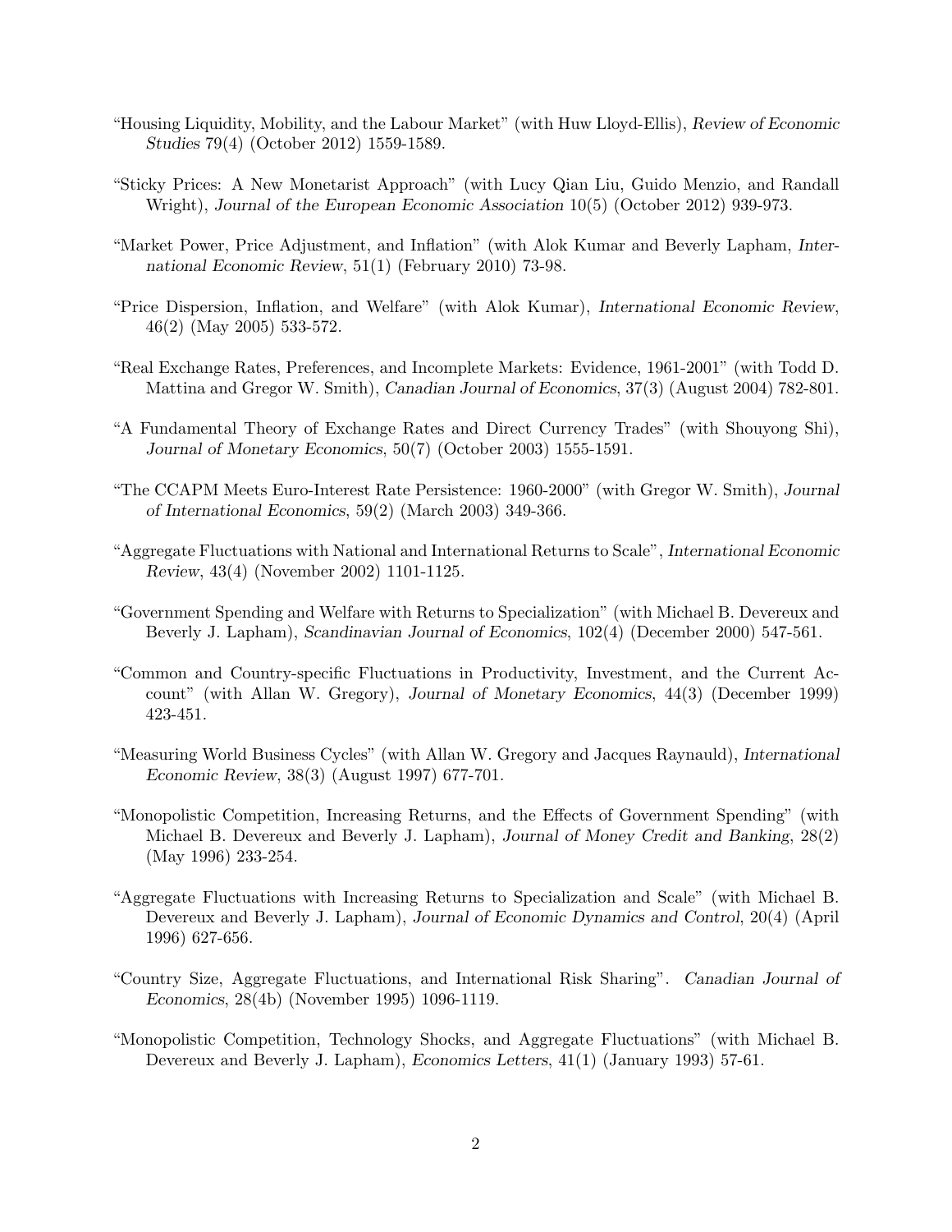"Housing Liquidity, Mobility, and the Labour Market" (with Huw Lloyd-Ellis), *Review of Economic Studies* 79(4) (October 2012) 1559-1589.

"Sticky Prices: A New Monetarist Approach" (with Lucy Qian Liu, Guido Menzio, and Randall Wright), *Journal of the European Economic Association* 10(5) (October 2012) 939-973.

"Market Power, Price Adjustment, and Inflation" (with Alok Kumar and Beverly Lapham, *International Economic Review*, 51(1) (February 2010) 73-98.

"Price Dispersion, Inflation, and Welfare" (with Alok Kumar), *International Economic Review*, 46(2) (May 2005) 533-572.

"Real Exchange Rates, Preferences, and Incomplete Markets: Evidence, 1961-2001" (with Todd D. Mattina and Gregor W. Smith), *Canadian Journal of Economics*, 37(3) (August 2004) 782-801.

"A Fundamental Theory of Exchange Rates and Direct Currency Trades" (with Shouyong Shi), *Journal of Monetary Economics*, 50(7) (October 2003) 1555-1591.

"The CCAPM Meets Euro-Interest Rate Persistence: 1960-2000" (with Gregor W. Smith), *Journal of International Economics*, 59(2) (March 2003) 349-366.

"Aggregate Fluctuations with National and International Returns to Scale", *International Economic Review*, 43(4) (November 2002) 1101-1125.

"Government Spending and Welfare with Returns to Specialization" (with Michael B. Devereux and Beverly J. Lapham), *Scandinavian Journal of Economics*, 102(4) (December 2000) 547-561.

"Common and Country-specific Fluctuations in Productivity, Investment, and the Current Account" (with Allan W. Gregory), *Journal of Monetary Economics*, 44(3) (December 1999) 423-451.

"Measuring World Business Cycles" (with Allan W. Gregory and Jacques Raynauld), *International Economic Review*, 38(3) (August 1997) 677-701.

"Monopolistic Competition, Increasing Returns, and the Effects of Government Spending" (with Michael B. Devereux and Beverly J. Lapham), *Journal of Money Credit and Banking*, 28(2) (May 1996) 233-254.

"Aggregate Fluctuations with Increasing Returns to Specialization and Scale" (with Michael B. Devereux and Beverly J. Lapham), *Journal of Economic Dynamics and Control*, 20(4) (April 1996) 627-656.

"Country Size, Aggregate Fluctuations, and International Risk Sharing". *Canadian Journal of Economics*, 28(4b) (November 1995) 1096-1119.

"Monopolistic Competition, Technology Shocks, and Aggregate Fluctuations" (with Michael B. Devereux and Beverly J. Lapham), *Economics Letters*, 41(1) (January 1993) 57-61.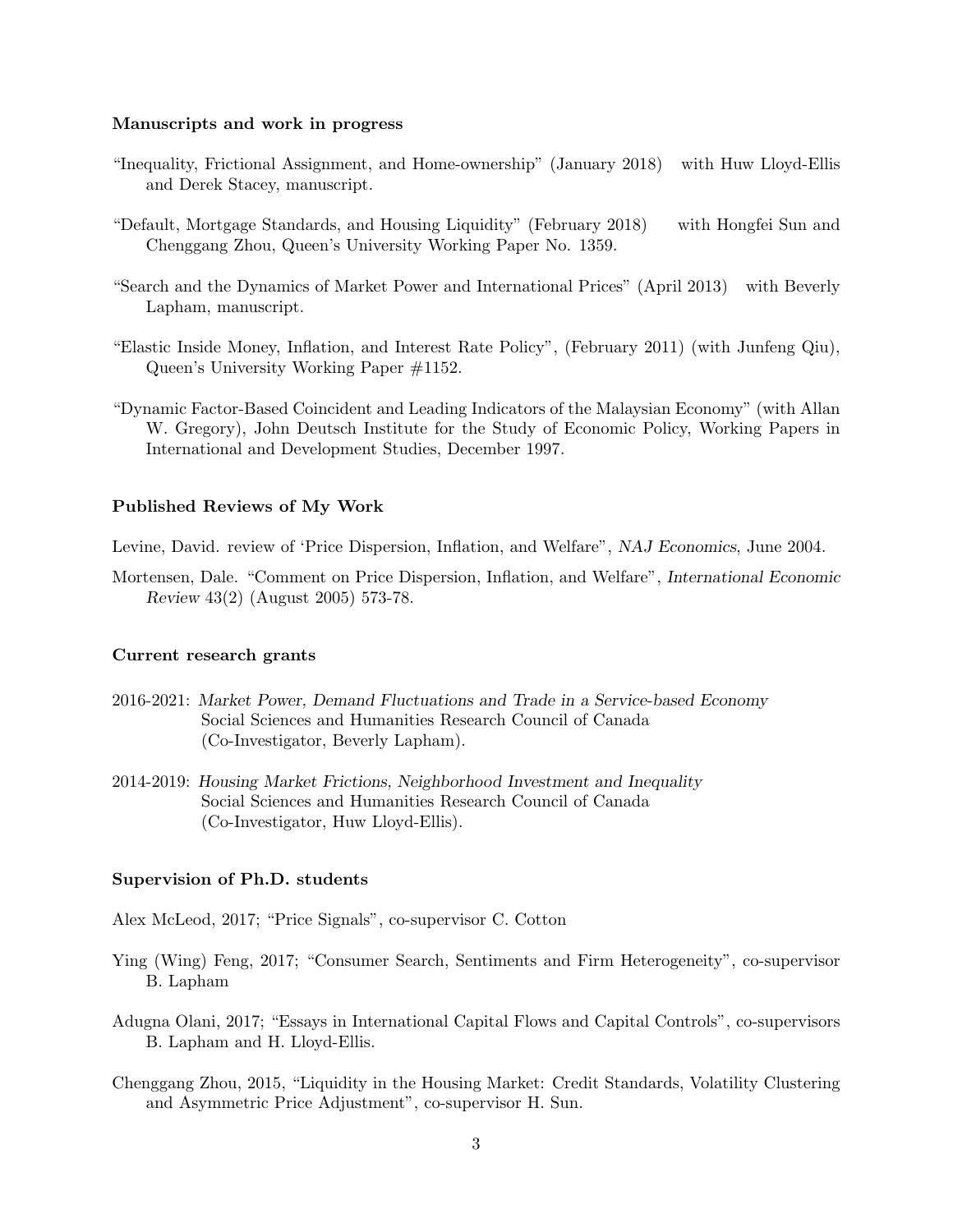**Manuscripts and work in progress**

"Inequality, Frictional Assignment, and Home-ownership" (January 2018) with Huw Lloyd-Ellis and Derek Stacey, manuscript.

"Default, Mortgage Standards, and Housing Liquidity" (February 2018) with Hongfei Sun and Chenggang Zhou, Queen's University Working Paper No. 1359.

"Search and the Dynamics of Market Power and International Prices" (April 2013) with Beverly Lapham, manuscript.

"Elastic Inside Money, Inflation, and Interest Rate Policy", (February 2011) (with Junfeng Qiu), Queen's University Working Paper #1152.

"Dynamic Factor-Based Coincident and Leading Indicators of the Malaysian Economy" (with Allan W. Gregory), John Deutsch Institute for the Study of Economic Policy, Working Papers in International and Development Studies, December 1997.

**Published Reviews of My Work**

Levine, David. review of 'Price Dispersion, Inflation, and Welfare", *NAJ Economics*, June 2004.

Mortensen, Dale. "Comment on Price Dispersion, Inflation, and Welfare", *International Economic Review* 43(2) (August 2005) 573-78.

**Current research grants**

2016-2021: *Market Power, Demand Fluctuations and Trade in a Service-based Economy*
Social Sciences and Humanities Research Council of Canada
(Co-Investigator, Beverly Lapham).

2014-2019: *Housing Market Frictions, Neighborhood Investment and Inequality*
Social Sciences and Humanities Research Council of Canada
(Co-Investigator, Huw Lloyd-Ellis).

**Supervision of Ph.D. students**

Alex McLeod, 2017; "Price Signals", co-supervisor C. Cotton

Ying (Wing) Feng, 2017; "Consumer Search, Sentiments and Firm Heterogeneity", co-supervisor B. Lapham

Adugna Olani, 2017; "Essays in International Capital Flows and Capital Controls", co-supervisors B. Lapham and H. Lloyd-Ellis.

Chenggang Zhou, 2015, "Liquidity in the Housing Market: Credit Standards, Volatility Clustering and Asymmetric Price Adjustment", co-supervisor H. Sun.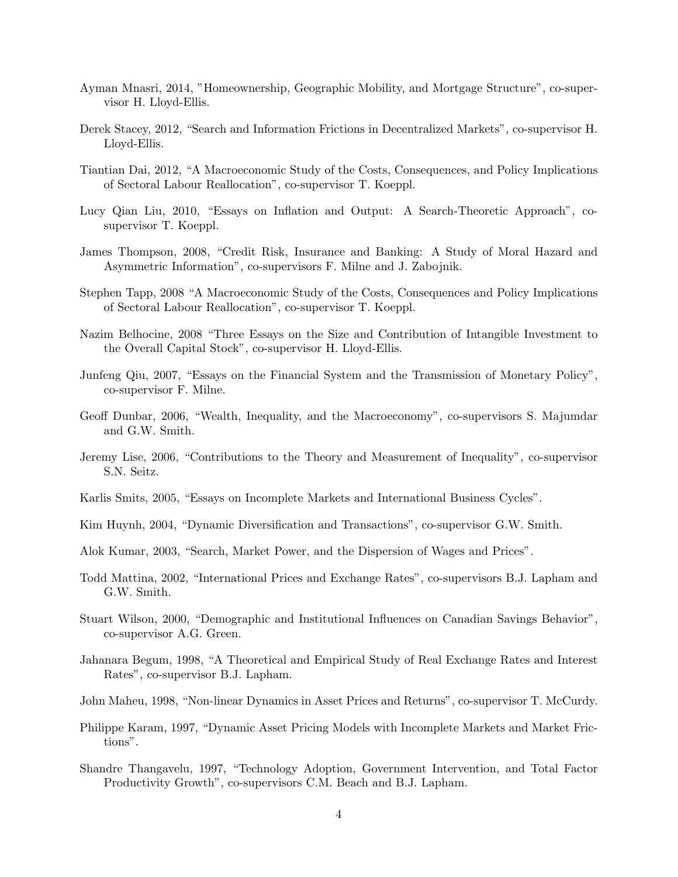Ayman Mnasri, 2014, "Homeownership, Geographic Mobility, and Mortgage Structure", co-supervisor H. Lloyd-Ellis.

Derek Stacey, 2012, "Search and Information Frictions in Decentralized Markets", co-supervisor H. Lloyd-Ellis.

Tiantian Dai, 2012, "A Macroeconomic Study of the Costs, Consequences, and Policy Implications of Sectoral Labour Reallocation", co-supervisor T. Koeppl.

Lucy Qian Liu, 2010, "Essays on Inflation and Output: A Search-Theoretic Approach", co-supervisor T. Koeppl.

James Thompson, 2008, "Credit Risk, Insurance and Banking: A Study of Moral Hazard and Asymmetric Information", co-supervisors F. Milne and J. Zabojnik.

Stephen Tapp, 2008 "A Macroeconomic Study of the Costs, Consequences and Policy Implications of Sectoral Labour Reallocation", co-supervisor T. Koeppl.

Nazim Belhocine, 2008 "Three Essays on the Size and Contribution of Intangible Investment to the Overall Capital Stock", co-supervisor H. Lloyd-Ellis.

Junfeng Qiu, 2007, "Essays on the Financial System and the Transmission of Monetary Policy", co-supervisor F. Milne.

Geoff Dunbar, 2006, "Wealth, Inequality, and the Macroeconomy", co-supervisors S. Majumdar and G.W. Smith.

Jeremy Lise, 2006, "Contributions to the Theory and Measurement of Inequality", co-supervisor S.N. Seitz.

Karlis Smits, 2005, "Essays on Incomplete Markets and International Business Cycles".

Kim Huynh, 2004, "Dynamic Diversification and Transactions", co-supervisor G.W. Smith.

Alok Kumar, 2003, "Search, Market Power, and the Dispersion of Wages and Prices".

Todd Mattina, 2002, "International Prices and Exchange Rates", co-supervisors B.J. Lapham and G.W. Smith.

Stuart Wilson, 2000, "Demographic and Institutional Influences on Canadian Savings Behavior", co-supervisor A.G. Green.

Jahanara Begum, 1998, "A Theoretical and Empirical Study of Real Exchange Rates and Interest Rates", co-supervisor B.J. Lapham.

John Maheu, 1998, "Non-linear Dynamics in Asset Prices and Returns", co-supervisor T. McCurdy.

Philippe Karam, 1997, "Dynamic Asset Pricing Models with Incomplete Markets and Market Frictions".

Shandre Thangavelu, 1997, "Technology Adoption, Government Intervention, and Total Factor Productivity Growth", co-supervisors C.M. Beach and B.J. Lapham.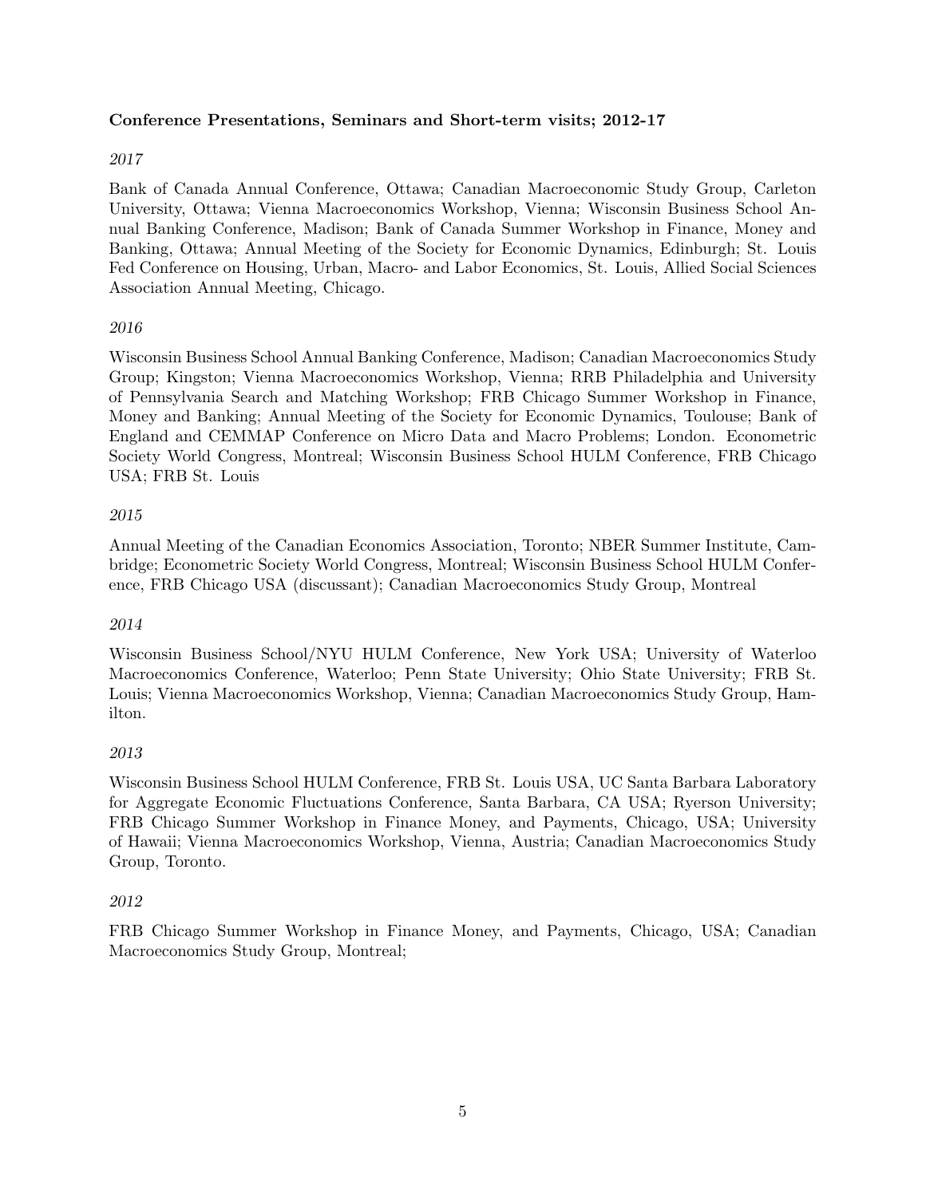**Conference Presentations, Seminars and Short-term visits; 2012-17**

*2017*

Bank of Canada Annual Conference, Ottawa; Canadian Macroeconomic Study Group, Carleton University, Ottawa; Vienna Macroeconomics Workshop, Vienna; Wisconsin Business School Annual Banking Conference, Madison; Bank of Canada Summer Workshop in Finance, Money and Banking, Ottawa; Annual Meeting of the Society for Economic Dynamics, Edinburgh; St. Louis Fed Conference on Housing, Urban, Macro- and Labor Economics, St. Louis, Allied Social Sciences Association Annual Meeting, Chicago.

*2016*

Wisconsin Business School Annual Banking Conference, Madison; Canadian Macroeconomics Study Group; Kingston; Vienna Macroeconomics Workshop, Vienna; RRB Philadelphia and University of Pennsylvania Search and Matching Workshop; FRB Chicago Summer Workshop in Finance, Money and Banking; Annual Meeting of the Society for Economic Dynamics, Toulouse; Bank of England and CEMMAP Conference on Micro Data and Macro Problems; London. Econometric Society World Congress, Montreal; Wisconsin Business School HULM Conference, FRB Chicago USA; FRB St. Louis

*2015*

Annual Meeting of the Canadian Economics Association, Toronto; NBER Summer Institute, Cambridge; Econometric Society World Congress, Montreal; Wisconsin Business School HULM Conference, FRB Chicago USA (discussant); Canadian Macroeconomics Study Group, Montreal

*2014*

Wisconsin Business School/NYU HULM Conference, New York USA; University of Waterloo Macroeconomics Conference, Waterloo; Penn State University; Ohio State University; FRB St. Louis; Vienna Macroeconomics Workshop, Vienna; Canadian Macroeconomics Study Group, Hamilton.

*2013*

Wisconsin Business School HULM Conference, FRB St. Louis USA, UC Santa Barbara Laboratory for Aggregate Economic Fluctuations Conference, Santa Barbara, CA USA; Ryerson University; FRB Chicago Summer Workshop in Finance Money, and Payments, Chicago, USA; University of Hawaii; Vienna Macroeconomics Workshop, Vienna, Austria; Canadian Macroeconomics Study Group, Toronto.

*2012*

FRB Chicago Summer Workshop in Finance Money, and Payments, Chicago, USA; Canadian Macroeconomics Study Group, Montreal;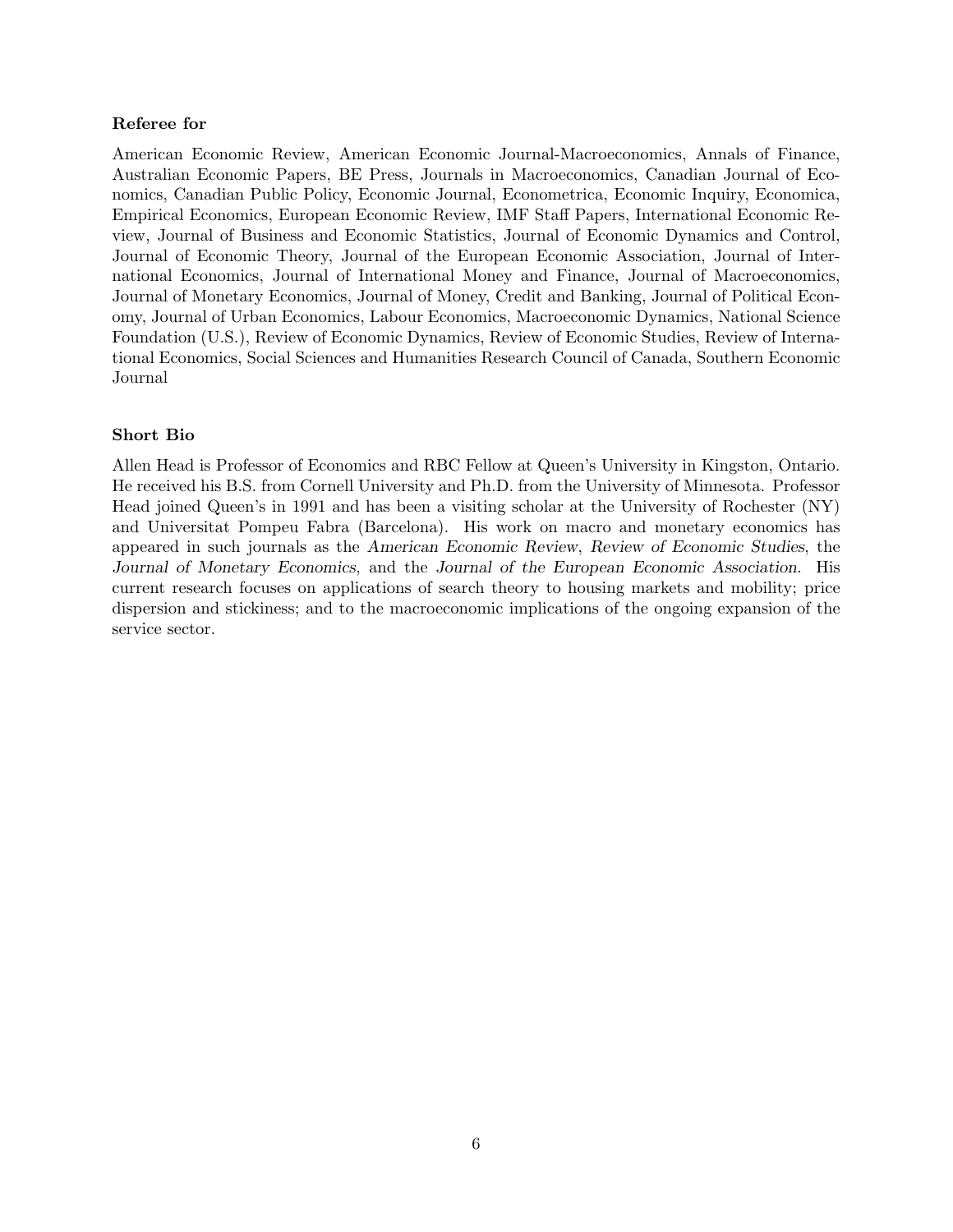**Referee for**

American Economic Review, American Economic Journal-Macroeconomics, Annals of Finance, Australian Economic Papers, BE Press, Journals in Macroeconomics, Canadian Journal of Economics, Canadian Public Policy, Economic Journal, Econometrica, Economic Inquiry, Economica, Empirical Economics, European Economic Review, IMF Staff Papers, International Economic Review, Journal of Business and Economic Statistics, Journal of Economic Dynamics and Control, Journal of Economic Theory, Journal of the European Economic Association, Journal of International Economics, Journal of International Money and Finance, Journal of Macroeconomics, Journal of Monetary Economics, Journal of Money, Credit and Banking, Journal of Political Economy, Journal of Urban Economics, Labour Economics, Macroeconomic Dynamics, National Science Foundation (U.S.), Review of Economic Dynamics, Review of Economic Studies, Review of International Economics, Social Sciences and Humanities Research Council of Canada, Southern Economic Journal

**Short Bio**

Allen Head is Professor of Economics and RBC Fellow at Queen's University in Kingston, Ontario. He received his B.S. from Cornell University and Ph.D. from the University of Minnesota. Professor Head joined Queen's in 1991 and has been a visiting scholar at the University of Rochester (NY) and Universitat Pompeu Fabra (Barcelona). His work on macro and monetary economics has appeared in such journals as the *American Economic Review*, *Review of Economic Studies*, the *Journal of Monetary Economics*, and the *Journal of the European Economic Association*. His current research focuses on applications of search theory to housing markets and mobility; price dispersion and stickiness; and to the macroeconomic implications of the ongoing expansion of the service sector.